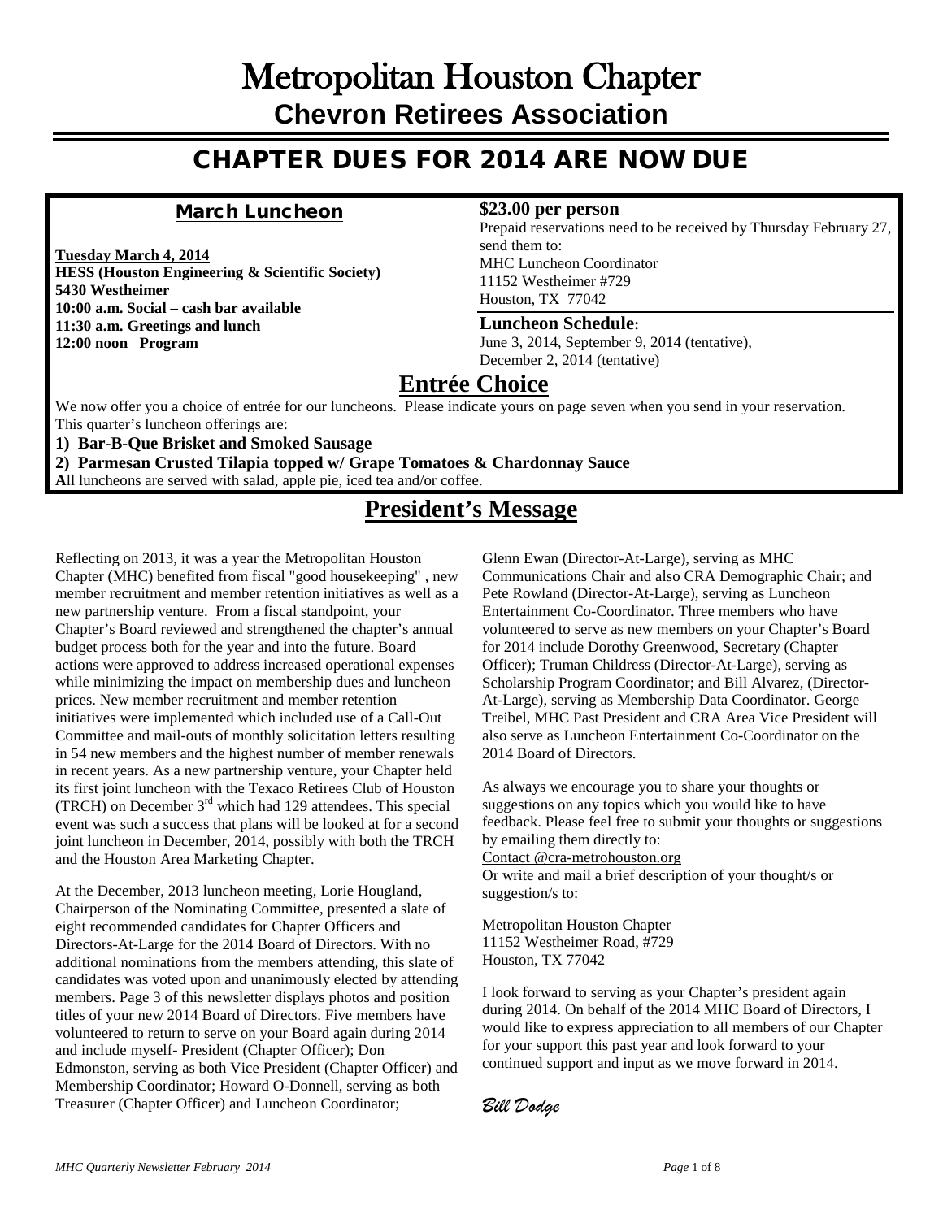# Metropolitan Houston Chapter

## Chevron Retirees Association

## CHAPTER DUES FOR 2014 ARE NOW DUE

### March Luncheon

**Tuesday March 4, 2014**
**HESS (Houston Engineering & Scientific Society)**
**5430 Westheimer**
**10:00 a.m. Social – cash bar available**
**11:30 a.m. Greetings and lunch**
**12:00 noon Program**

**$23.00 per person**
Prepaid reservations need to be received by Thursday February 27, send them to:
MHC Luncheon Coordinator
11152 Westheimer #729
Houston, TX 77042

**Luncheon Schedule:**
June 3, 2014, September 9, 2014 (tentative),
December 2, 2014 (tentative)

## Entrée Choice

We now offer you a choice of entrée for our luncheons. Please indicate yours on page seven when you send in your reservation. This quarter's luncheon offerings are:

**1) Bar-B-Que Brisket and Smoked Sausage**
**2) Parmesan Crusted Tilapia topped w/ Grape Tomatoes & Chardonnay Sauce**

**A**ll luncheons are served with salad, apple pie, iced tea and/or coffee.

## President's Message

Reflecting on 2013, it was a year the Metropolitan Houston Chapter (MHC) benefited from fiscal "good housekeeping" , new member recruitment and member retention initiatives as well as a new partnership venture. From a fiscal standpoint, your Chapter's Board reviewed and strengthened the chapter's annual budget process both for the year and into the future. Board actions were approved to address increased operational expenses while minimizing the impact on membership dues and luncheon prices. New member recruitment and member retention initiatives were implemented which included use of a Call-Out Committee and mail-outs of monthly solicitation letters resulting in 54 new members and the highest number of member renewals in recent years. As a new partnership venture, your Chapter held its first joint luncheon with the Texaco Retirees Club of Houston (TRCH) on December 3rd which had 129 attendees. This special event was such a success that plans will be looked at for a second joint luncheon in December, 2014, possibly with both the TRCH and the Houston Area Marketing Chapter.

At the December, 2013 luncheon meeting, Lorie Hougland, Chairperson of the Nominating Committee, presented a slate of eight recommended candidates for Chapter Officers and Directors-At-Large for the 2014 Board of Directors. With no additional nominations from the members attending, this slate of candidates was voted upon and unanimously elected by attending members. Page 3 of this newsletter displays photos and position titles of your new 2014 Board of Directors. Five members have volunteered to return to serve on your Board again during 2014 and include myself- President (Chapter Officer); Don Edmonston, serving as both Vice President (Chapter Officer) and Membership Coordinator; Howard O-Donnell, serving as both Treasurer (Chapter Officer) and Luncheon Coordinator; Glenn Ewan (Director-At-Large), serving as MHC Communications Chair and also CRA Demographic Chair; and Pete Rowland (Director-At-Large), serving as Luncheon Entertainment Co-Coordinator. Three members who have volunteered to serve as new members on your Chapter's Board for 2014 include Dorothy Greenwood, Secretary (Chapter Officer); Truman Childress (Director-At-Large), serving as Scholarship Program Coordinator; and Bill Alvarez, (Director-At-Large), serving as Membership Data Coordinator. George Treibel, MHC Past President and CRA Area Vice President will also serve as Luncheon Entertainment Co-Coordinator on the 2014 Board of Directors.

As always we encourage you to share your thoughts or suggestions on any topics which you would like to have feedback. Please feel free to submit your thoughts or suggestions by emailing them directly to:
Contact @cra-metrohouston.org
Or write and mail a brief description of your thought/s or suggestion/s to:

Metropolitan Houston Chapter
11152 Westheimer Road, #729
Houston, TX 77042

I look forward to serving as your Chapter's president again during 2014. On behalf of the 2014 MHC Board of Directors, I would like to express appreciation to all members of our Chapter for your support this past year and look forward to your continued support and input as we move forward in 2014.

*Bill Dodge*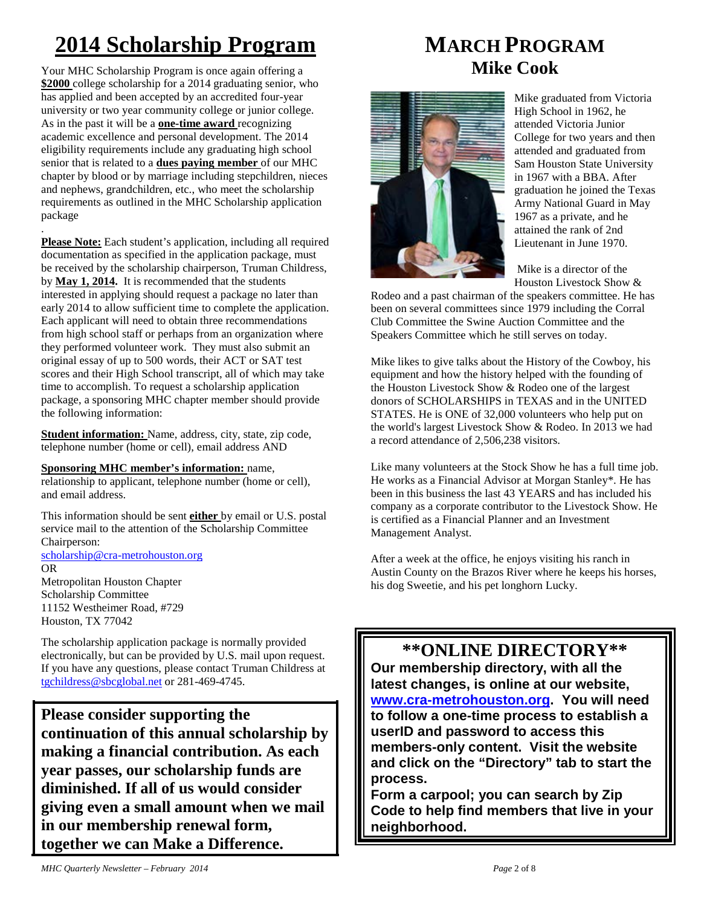# 2014 Scholarship Program

Your MHC Scholarship Program is once again offering a **$2000** college scholarship for a 2014 graduating senior, who has applied and been accepted by an accredited four-year university or two year community college or junior college. As in the past it will be a **one-time award** recognizing academic excellence and personal development. The 2014 eligibility requirements include any graduating high school senior that is related to a **dues paying member** of our MHC chapter by blood or by marriage including stepchildren, nieces and nephews, grandchildren, etc., who meet the scholarship requirements as outlined in the MHC Scholarship application package

**Please Note:** Each student's application, including all required documentation as specified in the application package, must be received by the scholarship chairperson, Truman Childress, by **May 1, 2014.** It is recommended that the students interested in applying should request a package no later than early 2014 to allow sufficient time to complete the application. Each applicant will need to obtain three recommendations from high school staff or perhaps from an organization where they performed volunteer work. They must also submit an original essay of up to 500 words, their ACT or SAT test scores and their High School transcript, all of which may take time to accomplish. To request a scholarship application package, a sponsoring MHC chapter member should provide the following information:

**Student information:** Name, address, city, state, zip code, telephone number (home or cell), email address AND

**Sponsoring MHC member's information:** name, relationship to applicant, telephone number (home or cell), and email address.

This information should be sent **either** by email or U.S. postal service mail to the attention of the Scholarship Committee Chairperson:

scholarship@cra-metrohouston.org
OR
Metropolitan Houston Chapter
Scholarship Committee
11152 Westheimer Road, #729
Houston, TX 77042

The scholarship application package is normally provided electronically, but can be provided by U.S. mail upon request. If you have any questions, please contact Truman Childress at tgchildress@sbcglobal.net or 281-469-4745.

**Please consider supporting the continuation of this annual scholarship by making a financial contribution. As each year passes, our scholarship funds are diminished. If all of us would consider giving even a small amount when we mail in our membership renewal form, together we can Make a Difference.**

# MARCH PROGRAM
## Mike Cook

Mike graduated from Victoria High School in 1962, he attended Victoria Junior College for two years and then attended and graduated from Sam Houston State University in 1967 with a BBA. After graduation he joined the Texas Army National Guard in May 1967 as a private, and he attained the rank of 2nd Lieutenant in June 1970.

Mike is a director of the Houston Livestock Show & Rodeo and a past chairman of the speakers committee. He has been on several committees since 1979 including the Corral Club Committee the Swine Auction Committee and the Speakers Committee which he still serves on today.

Mike likes to give talks about the History of the Cowboy, his equipment and how the history helped with the founding of the Houston Livestock Show & Rodeo one of the largest donors of SCHOLARSHIPS in TEXAS and in the UNITED STATES. He is ONE of 32,000 volunteers who help put on the world's largest Livestock Show & Rodeo. In 2013 we had a record attendance of 2,506,238 visitors.

Like many volunteers at the Stock Show he has a full time job. He works as a Financial Advisor at Morgan Stanley*. He has been in this business the last 43 YEARS and has included his company as a corporate contributor to the Livestock Show. He is certified as a Financial Planner and an Investment Management Analyst.

After a week at the office, he enjoys visiting his ranch in Austin County on the Brazos River where he keeps his horses, his dog Sweetie, and his pet longhorn Lucky.

## **ONLINE DIRECTORY**

**Our membership directory, with all the latest changes, is online at our website, www.cra-metrohouston.org. You will need to follow a one-time process to establish a userID and password to access this members-only content. Visit the website and click on the "Directory" tab to start the process.**

**Form a carpool; you can search by Zip Code to help find members that live in your neighborhood.**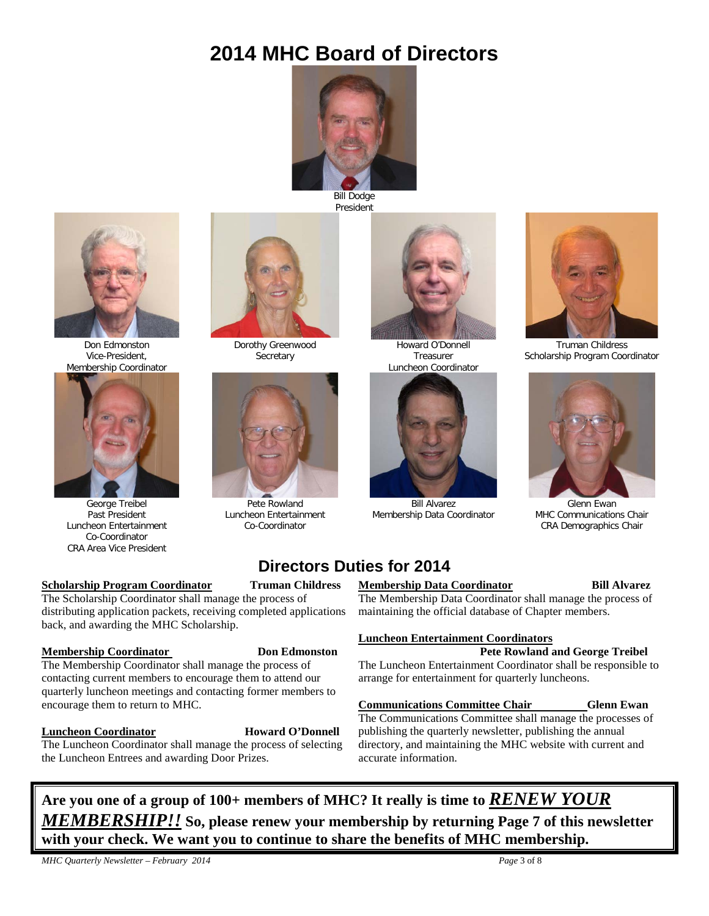# 2014 MHC Board of Directors

Bill Dodge
President

Don Edmonston
Vice-President,
Membership Coordinator

Dorothy Greenwood
Secretary

Howard O'Donnell
Treasurer
Luncheon Coordinator

Truman Childress
Scholarship Program Coordinator

George Treibel
Past President
Luncheon Entertainment
Co-Coordinator
CRA Area Vice President

Pete Rowland
Luncheon Entertainment
Co-Coordinator

Bill Alvarez
Membership Data Coordinator

Glenn Ewan
MHC Communications Chair
CRA Demographics Chair

## Directors Duties for 2014

**Scholarship Program Coordinator** — **Truman Childress**

The Scholarship Coordinator shall manage the process of distributing application packets, receiving completed applications back, and awarding the MHC Scholarship.

**Membership Coordinator** — **Don Edmonston**

The Membership Coordinator shall manage the process of contacting current members to encourage them to attend our quarterly luncheon meetings and contacting former members to encourage them to return to MHC.

**Luncheon Coordinator** — **Howard O'Donnell**

The Luncheon Coordinator shall manage the process of selecting the Luncheon Entrees and awarding Door Prizes.

**Membership Data Coordinator** — **Bill Alvarez**

The Membership Data Coordinator shall manage the process of maintaining the official database of Chapter members.

**Luncheon Entertainment Coordinators** — **Pete Rowland and George Treibel**

The Luncheon Entertainment Coordinator shall be responsible to arrange for entertainment for quarterly luncheons.

**Communications Committee Chair** — **Glenn Ewan**

The Communications Committee shall manage the processes of publishing the quarterly newsletter, publishing the annual directory, and maintaining the MHC website with current and accurate information.

**Are you one of a group of 100+ members of MHC? It really is time to *RENEW YOUR MEMBERSHIP!!* So, please renew your membership by returning Page 7 of this newsletter with your check. We want you to continue to share the benefits of MHC membership.**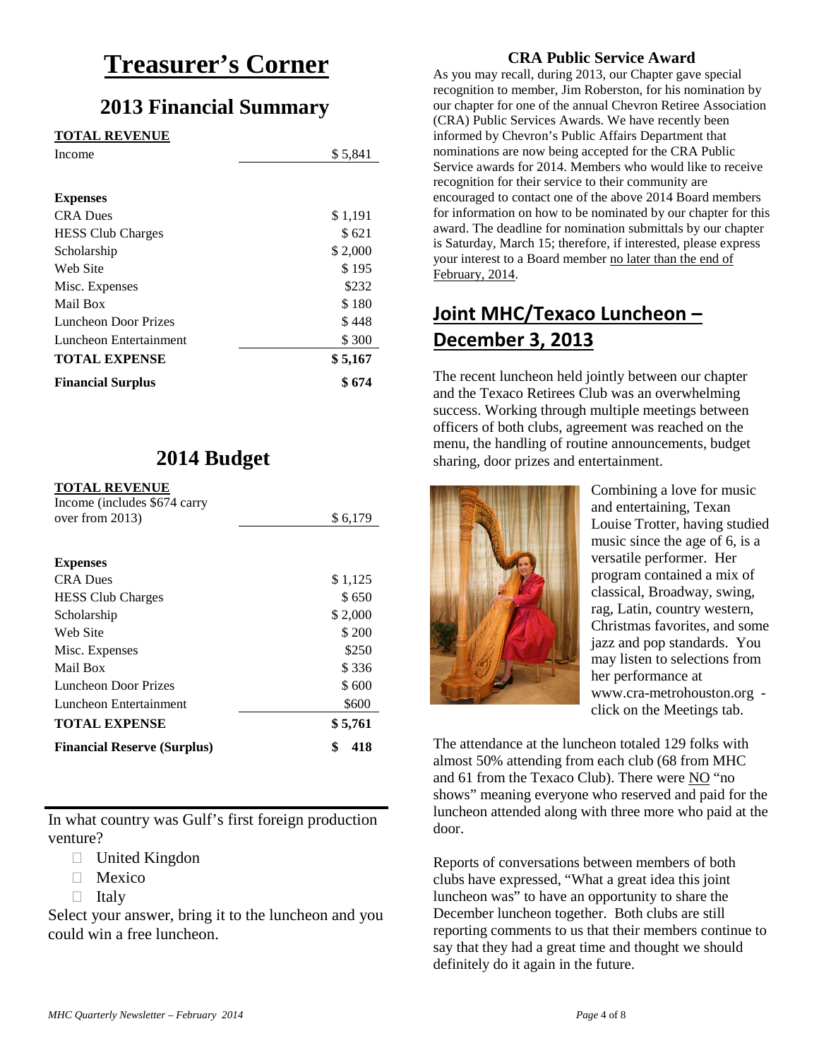# Treasurer's Corner

## 2013 Financial Summary

| **TOTAL REVENUE** | |
|---|---|
| Income | $ 5,841 |
| | |
| **Expenses** | |
| CRA Dues | $ 1,191 |
| HESS Club Charges | $ 621 |
| Scholarship | $ 2,000 |
| Web Site | $ 195 |
| Misc. Expenses | $232 |
| Mail Box | $ 180 |
| Luncheon Door Prizes | $ 448 |
| Luncheon Entertainment | $ 300 |
| **TOTAL EXPENSE** | **$ 5,167** |
| **Financial Surplus** | **$ 674** |

## 2014 Budget

| **TOTAL REVENUE** | |
|---|---|
| Income (includes $674 carry over from 2013) | $ 6,179 |
| | |
| **Expenses** | |
| CRA Dues | $ 1,125 |
| HESS Club Charges | $ 650 |
| Scholarship | $ 2,000 |
| Web Site | $ 200 |
| Misc. Expenses | $250 |
| Mail Box | $ 336 |
| Luncheon Door Prizes | $ 600 |
| Luncheon Entertainment | $600 |
| **TOTAL EXPENSE** | **$ 5,761** |
| **Financial Reserve (Surplus)** | **$ 418** |

In what country was Gulf's first foreign production venture?

- ☐ United Kingdom
- ☐ Mexico
- ☐ Italy

Select your answer, bring it to the luncheon and you could win a free luncheon.

### CRA Public Service Award

As you may recall, during 2013, our Chapter gave special recognition to member, Jim Roberston, for his nomination by our chapter for one of the annual Chevron Retiree Association (CRA) Public Services Awards. We have recently been informed by Chevron's Public Affairs Department that nominations are now being accepted for the CRA Public Service awards for 2014. Members who would like to receive recognition for their service to their community are encouraged to contact one of the above 2014 Board members for information on how to be nominated by our chapter for this award. The deadline for nomination submittals by our chapter is Saturday, March 15; therefore, if interested, please express your interest to a Board member no later than the end of February, 2014.

## Joint MHC/Texaco Luncheon – December 3, 2013

The recent luncheon held jointly between our chapter and the Texaco Retirees Club was an overwhelming success. Working through multiple meetings between officers of both clubs, agreement was reached on the menu, the handling of routine announcements, budget sharing, door prizes and entertainment.

Combining a love for music and entertaining, Texan Louise Trotter, having studied music since the age of 6, is a versatile performer. Her program contained a mix of classical, Broadway, swing, rag, Latin, country western, Christmas favorites, and some jazz and pop standards. You may listen to selections from her performance at www.cra-metrohouston.org - click on the Meetings tab.

The attendance at the luncheon totaled 129 folks with almost 50% attending from each club (68 from MHC and 61 from the Texaco Club). There were NO "no shows" meaning everyone who reserved and paid for the luncheon attended along with three more who paid at the door.

Reports of conversations between members of both clubs have expressed, "What a great idea this joint luncheon was" to have an opportunity to share the December luncheon together. Both clubs are still reporting comments to us that their members continue to say that they had a great time and thought we should definitely do it again in the future.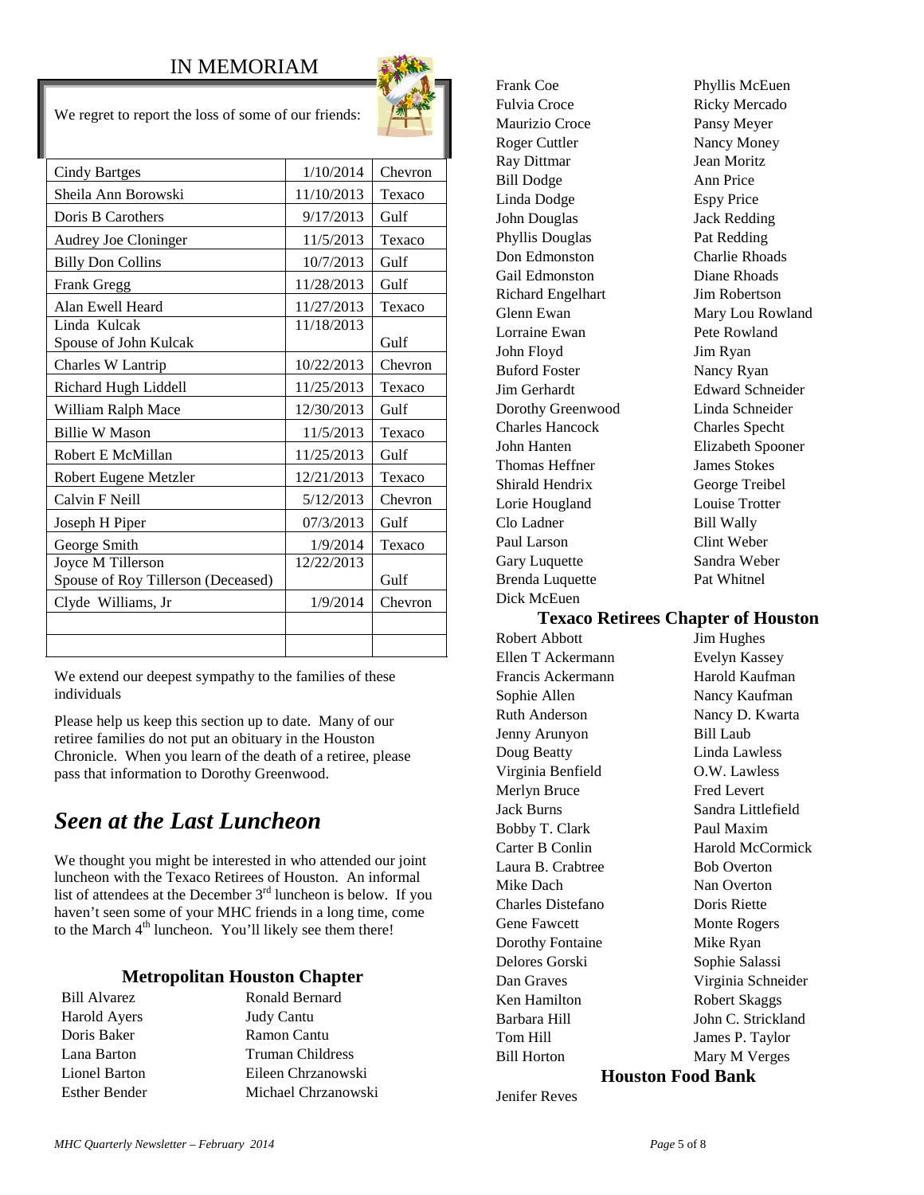## IN MEMORIAM

We regret to report the loss of some of our friends:

| Name | Date | Company |
|---|---|---|
| Cindy Bartges | 1/10/2014 | Chevron |
| Sheila Ann Borowski | 11/10/2013 | Texaco |
| Doris B Carothers | 9/17/2013 | Gulf |
| Audrey Joe Cloninger | 11/5/2013 | Texaco |
| Billy Don Collins | 10/7/2013 | Gulf |
| Frank Gregg | 11/28/2013 | Gulf |
| Alan Ewell Heard | 11/27/2013 | Texaco |
| Linda Kulcak Spouse of John Kulcak | 11/18/2013 | Gulf |
| Charles W Lantrip | 10/22/2013 | Chevron |
| Richard Hugh Liddell | 11/25/2013 | Texaco |
| William Ralph Mace | 12/30/2013 | Gulf |
| Billie W Mason | 11/5/2013 | Texaco |
| Robert E McMillan | 11/25/2013 | Gulf |
| Robert Eugene Metzler | 12/21/2013 | Texaco |
| Calvin F Neill | 5/12/2013 | Chevron |
| Joseph H Piper | 07/3/2013 | Gulf |
| George Smith | 1/9/2014 | Texaco |
| Joyce M Tillerson Spouse of Roy Tillerson (Deceased) | 12/22/2013 | Gulf |
| Clyde Williams, Jr | 1/9/2014 | Chevron |
| | | |
| | | |

We extend our deepest sympathy to the families of these individuals

Please help us keep this section up to date. Many of our retiree families do not put an obituary in the Houston Chronicle. When you learn of the death of a retiree, please pass that information to Dorothy Greenwood.

## *Seen at the Last Luncheon*

We thought you might be interested in who attended our joint luncheon with the Texaco Retirees of Houston. An informal list of attendees at the December 3rd luncheon is below. If you haven't seen some of your MHC friends in a long time, come to the March 4th luncheon. You'll likely see them there!

### Metropolitan Houston Chapter

Bill Alvarez
Harold Ayers
Doris Baker
Lana Barton
Lionel Barton
Esther Bender
Ronald Bernard
Judy Cantu
Ramon Cantu
Truman Childress
Eileen Chrzanowski
Michael Chrzanowski
Frank Coe
Fulvia Croce
Maurizio Croce
Roger Cuttler
Ray Dittmar
Bill Dodge
Linda Dodge
John Douglas
Phyllis Douglas
Don Edmonston
Gail Edmonston
Richard Engelhart
Glenn Ewan
Lorraine Ewan
John Floyd
Buford Foster
Jim Gerhardt
Dorothy Greenwood
Charles Hancock
John Hanten
Thomas Heffner
Shirald Hendrix
Lorie Hougland
Clo Ladner
Paul Larson
Gary Luquette
Brenda Luquette
Dick McEuen
Phyllis McEuen
Ricky Mercado
Pansy Meyer
Nancy Money
Jean Moritz
Ann Price
Espy Price
Jack Redding
Pat Redding
Charlie Rhoads
Diane Rhoads
Jim Robertson
Mary Lou Rowland
Pete Rowland
Jim Ryan
Nancy Ryan
Edward Schneider
Linda Schneider
Charles Specht
Elizabeth Spooner
James Stokes
George Treibel
Louise Trotter
Bill Wally
Clint Weber
Sandra Weber
Pat Whitnel

### Texaco Retirees Chapter of Houston

Robert Abbott
Ellen T Ackermann
Francis Ackermann
Sophie Allen
Ruth Anderson
Jenny Arunyon
Doug Beatty
Virginia Benfield
Merlyn Bruce
Jack Burns
Bobby T. Clark
Carter B Conlin
Laura B. Crabtree
Mike Dach
Charles Distefano
Gene Fawcett
Dorothy Fontaine
Delores Gorski
Dan Graves
Ken Hamilton
Barbara Hill
Tom Hill
Bill Horton
Jim Hughes
Evelyn Kassey
Harold Kaufman
Nancy Kaufman
Nancy D. Kwarta
Bill Laub
Linda Lawless
O.W. Lawless
Fred Levert
Sandra Littlefield
Paul Maxim
Harold McCormick
Bob Overton
Nan Overton
Doris Riette
Monte Rogers
Mike Ryan
Sophie Salassi
Virginia Schneider
Robert Skaggs
John C. Strickland
James P. Taylor
Mary M Verges

### Houston Food Bank

Jenifer Reves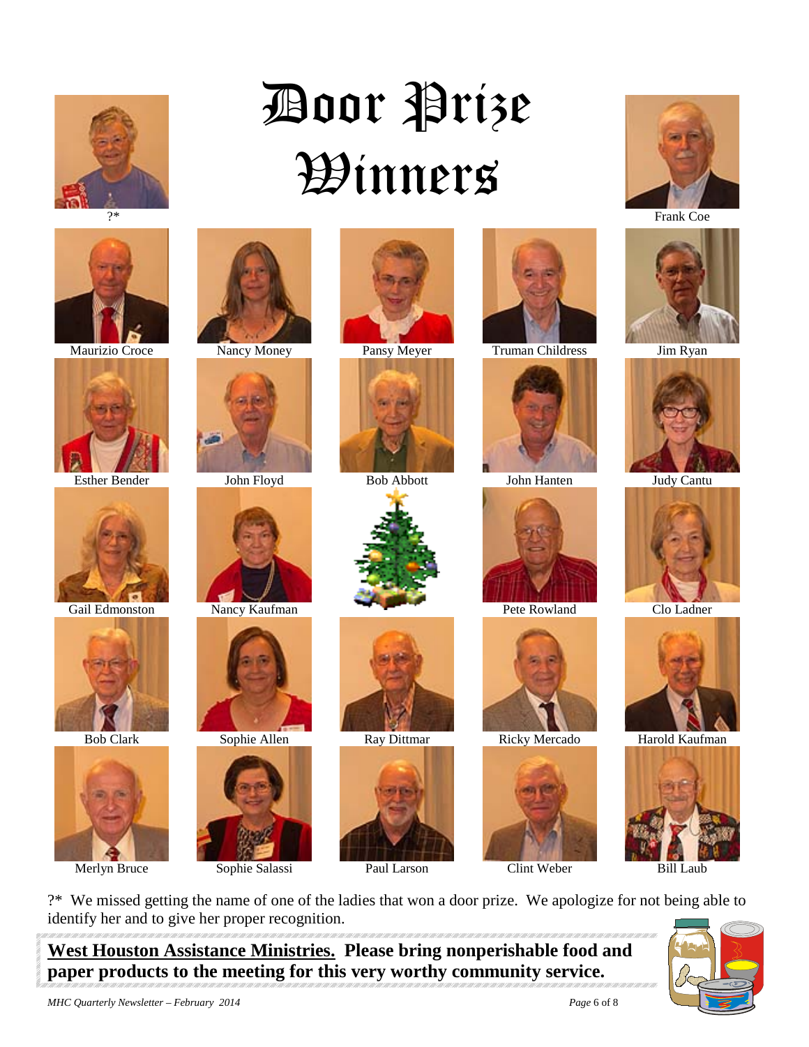# Door Prize Winners

?*

Frank Coe

Maurizio Croce

Nancy Money

Pansy Meyer

Truman Childress

Jim Ryan

Esther Bender

John Floyd

Bob Abbott

John Hanten

Judy Cantu

Gail Edmonston

Nancy Kaufman

Pete Rowland

Clo Ladner

Bob Clark

Sophie Allen

Ray Dittmar

Ricky Mercado

Harold Kaufman

Merlyn Bruce

Sophie Salassi

Paul Larson

Clint Weber

Bill Laub

?* We missed getting the name of one of the ladies that won a door prize. We apologize for not being able to identify her and to give her proper recognition.

**West Houston Assistance Ministries. Please bring nonperishable food and paper products to the meeting for this very worthy community service.**